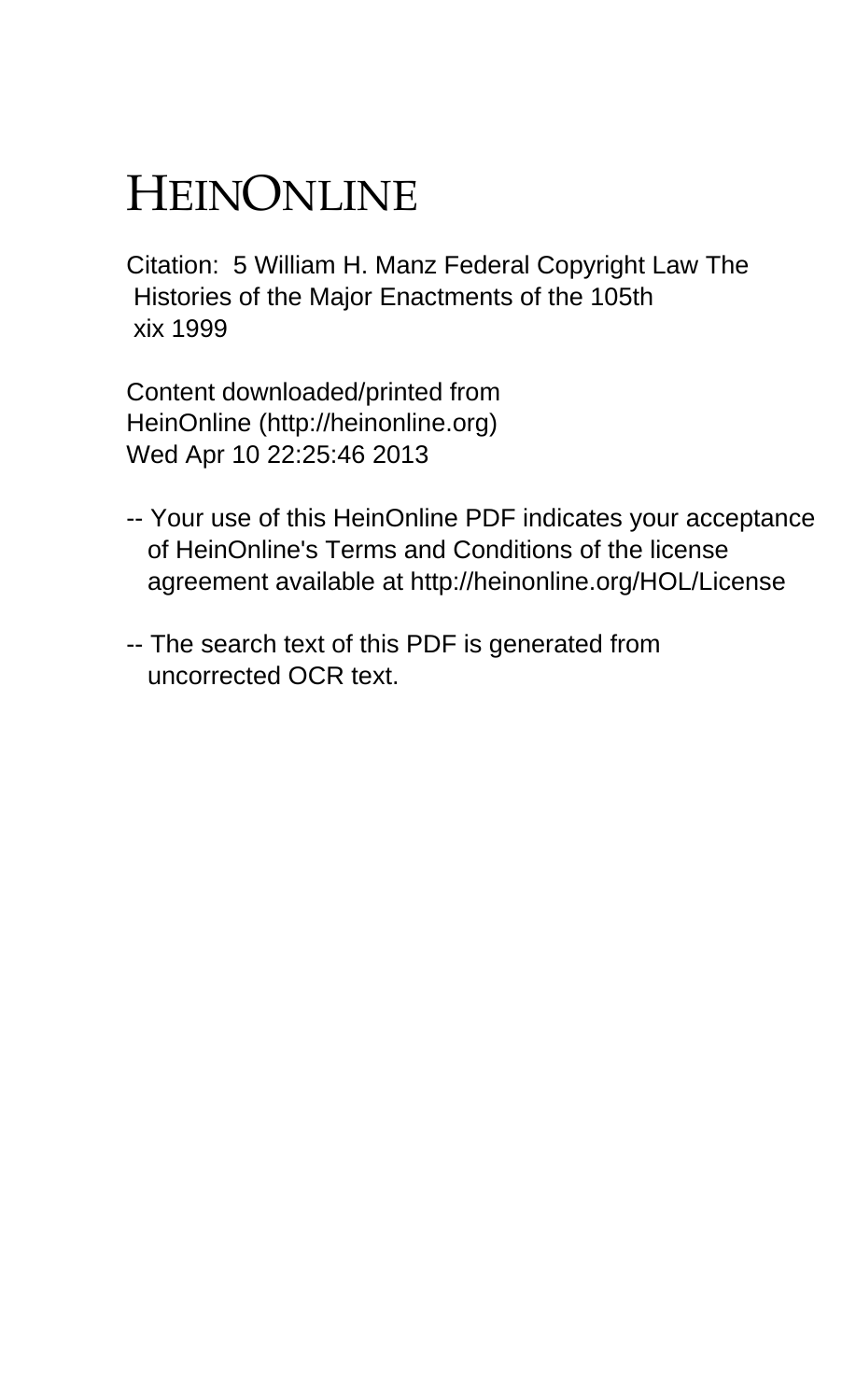# HEINONLINE

Citation: 5 William H. Manz Federal Copyright Law The Histories of the Major Enactments of the 105th xix 1999

Content downloaded/printed from HeinOnline (http://heinonline.org)
Wed Apr 10 22:25:46 2013

- Your use of this HeinOnline PDF indicates your acceptance of HeinOnline's Terms and Conditions of the license agreement available at http://heinonline.org/HOL/License

- The search text of this PDF is generated from uncorrected OCR text.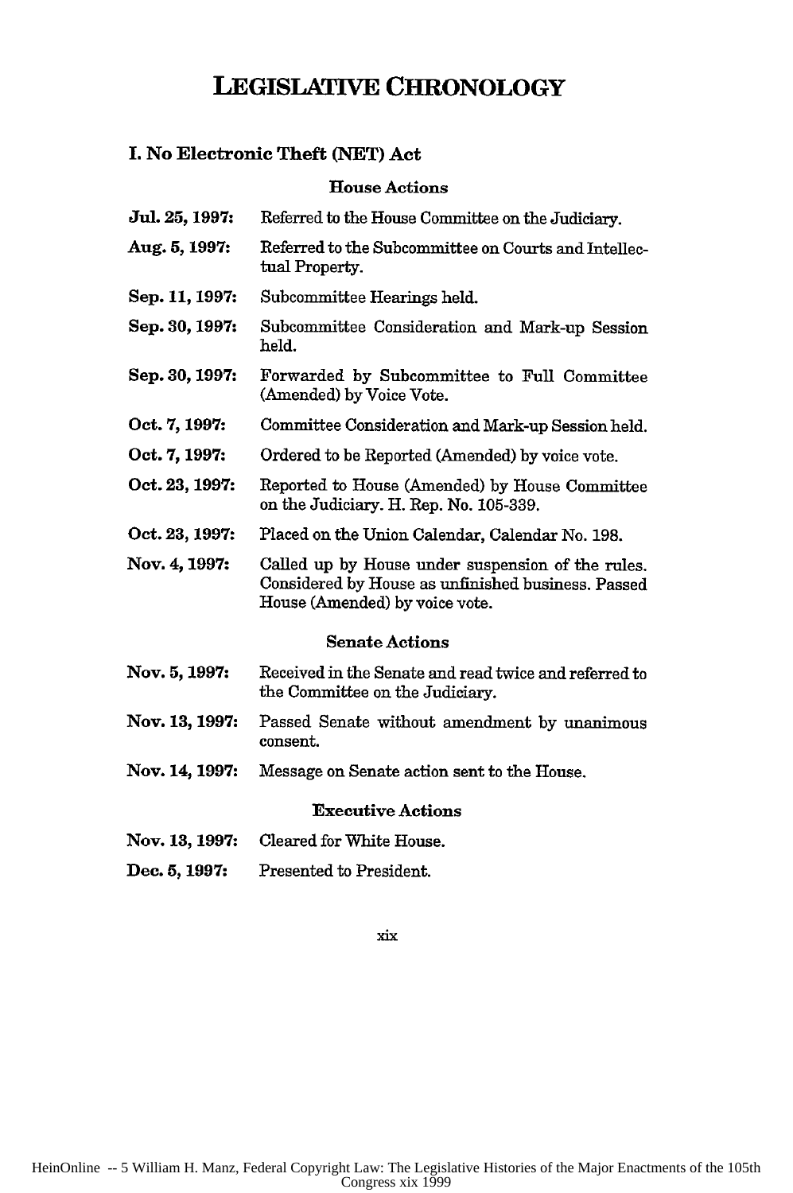# LEGISLATIVE CHRONOLOGY

## I. No Electronic Theft (NET) Act

### House Actions

| | |
|---|---|
| **Jul. 25, 1997:** | Referred to the House Committee on the Judiciary. |
| **Aug. 5, 1997:** | Referred to the Subcommittee on Courts and Intellectual Property. |
| **Sep. 11, 1997:** | Subcommittee Hearings held. |
| **Sep. 30, 1997:** | Subcommittee Consideration and Mark-up Session held. |
| **Sep. 30, 1997:** | Forwarded by Subcommittee to Full Committee (Amended) by Voice Vote. |
| **Oct. 7, 1997:** | Committee Consideration and Mark-up Session held. |
| **Oct. 7, 1997:** | Ordered to be Reported (Amended) by voice vote. |
| **Oct. 23, 1997:** | Reported to House (Amended) by House Committee on the Judiciary. H. Rep. No. 105-339. |
| **Oct. 23, 1997:** | Placed on the Union Calendar, Calendar No. 198. |
| **Nov. 4, 1997:** | Called up by House under suspension of the rules. Considered by House as unfinished business. Passed House (Amended) by voice vote. |

### Senate Actions

| | |
|---|---|
| **Nov. 5, 1997:** | Received in the Senate and read twice and referred to the Committee on the Judiciary. |
| **Nov. 13, 1997:** | Passed Senate without amendment by unanimous consent. |
| **Nov. 14, 1997:** | Message on Senate action sent to the House. |

### Executive Actions

| | |
|---|---|
| **Nov. 13, 1997:** | Cleared for White House. |
| **Dec. 5, 1997:** | Presented to President. |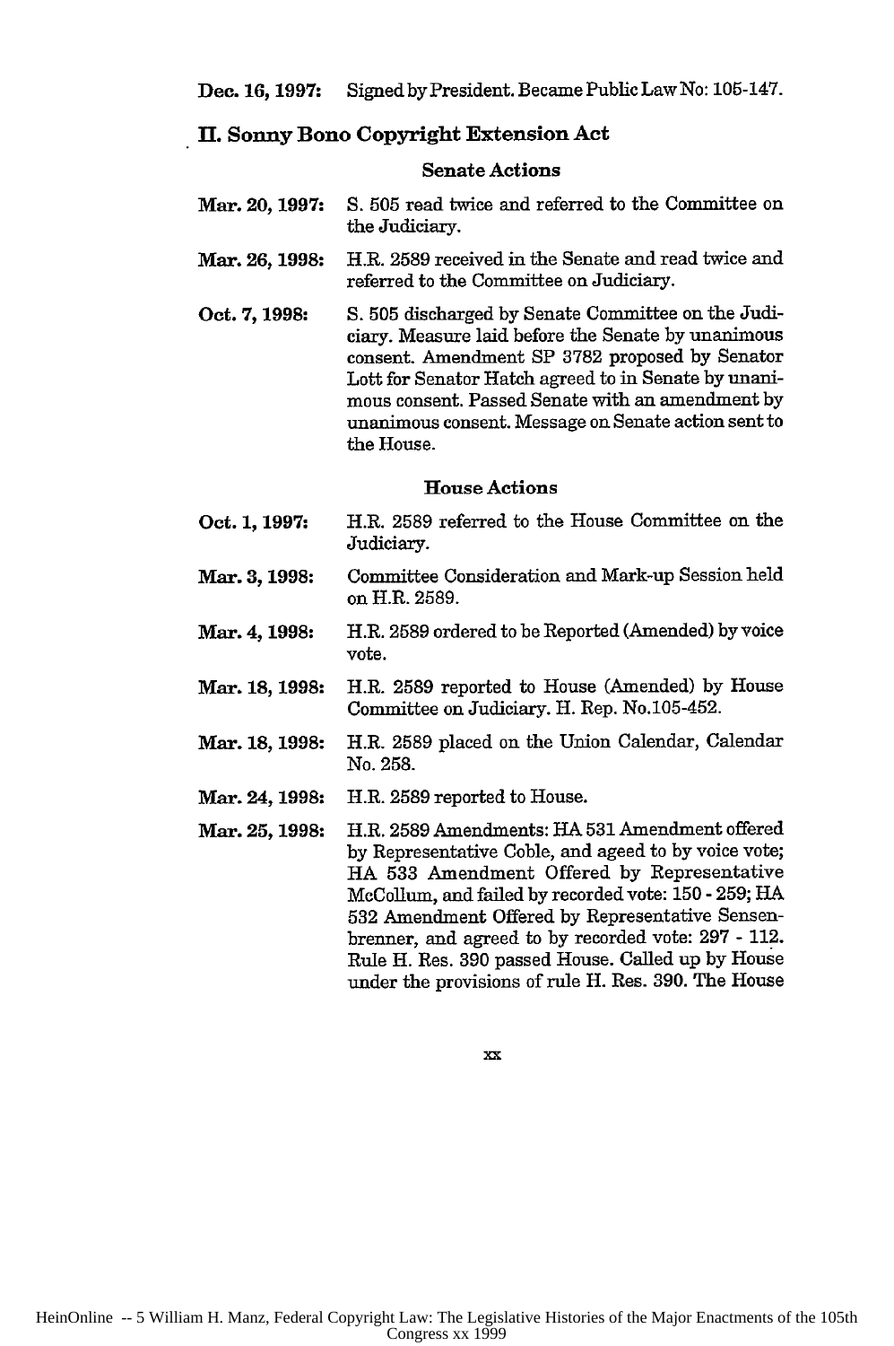**Dec. 16, 1997:** Signed by President. Became Public Law No: 105-147.

## II. Sonny Bono Copyright Extension Act

### Senate Actions

**Mar. 20, 1997:** S. 505 read twice and referred to the Committee on the Judiciary.

**Mar. 26, 1998:** H.R. 2589 received in the Senate and read twice and referred to the Committee on Judiciary.

**Oct. 7, 1998:** S. 505 discharged by Senate Committee on the Judiciary. Measure laid before the Senate by unanimous consent. Amendment SP 3782 proposed by Senator Lott for Senator Hatch agreed to in Senate by unanimous consent. Passed Senate with an amendment by unanimous consent. Message on Senate action sent to the House.

### House Actions

**Oct. 1, 1997:** H.R. 2589 referred to the House Committee on the Judiciary.

**Mar. 3, 1998:** Committee Consideration and Mark-up Session held on H.R. 2589.

**Mar. 4, 1998:** H.R. 2589 ordered to be Reported (Amended) by voice vote.

**Mar. 18, 1998:** H.R. 2589 reported to House (Amended) by House Committee on Judiciary. H. Rep. No.105-452.

**Mar. 18, 1998:** H.R. 2589 placed on the Union Calendar, Calendar No. 258.

**Mar. 24, 1998:** H.R. 2589 reported to House.

**Mar. 25, 1998:** H.R. 2589 Amendments: HA 531 Amendment offered by Representative Coble, and ageed to by voice vote; HA 533 Amendment Offered by Representative McCollum, and failed by recorded vote: 150 - 259; HA 532 Amendment Offered by Representative Sensenbrenner, and agreed to by recorded vote: 297 - 112. Rule H. Res. 390 passed House. Called up by House under the provisions of rule H. Res. 390. The House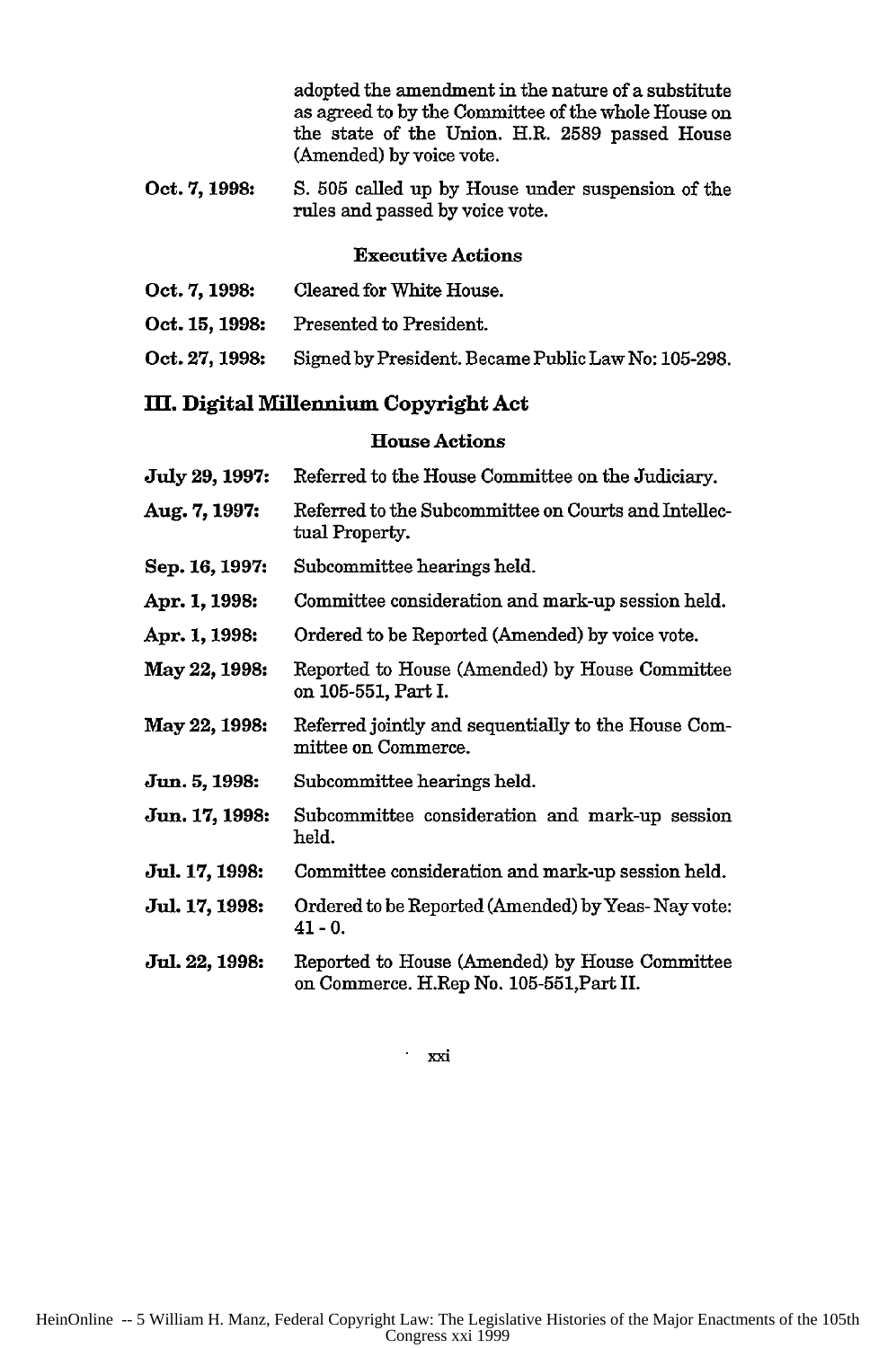adopted the amendment in the nature of a substitute as agreed to by the Committee of the whole House on the state of the Union. H.R. 2589 passed House (Amended) by voice vote.

**Oct. 7, 1998:** S. 505 called up by House under suspension of the rules and passed by voice vote.

### Executive Actions

**Oct. 7, 1998:** Cleared for White House.

**Oct. 15, 1998:** Presented to President.

**Oct. 27, 1998:** Signed by President. Became Public Law No: 105-298.

## III. Digital Millennium Copyright Act

### House Actions

**July 29, 1997:** Referred to the House Committee on the Judiciary.

**Aug. 7, 1997:** Referred to the Subcommittee on Courts and Intellectual Property.

**Sep. 16, 1997:** Subcommittee hearings held.

**Apr. 1, 1998:** Committee consideration and mark-up session held.

**Apr. 1, 1998:** Ordered to be Reported (Amended) by voice vote.

**May 22, 1998:** Reported to House (Amended) by House Committee on 105-551, Part I.

**May 22, 1998:** Referred jointly and sequentially to the House Committee on Commerce.

**Jun. 5, 1998:** Subcommittee hearings held.

**Jun. 17, 1998:** Subcommittee consideration and mark-up session held.

**Jul. 17, 1998:** Committee consideration and mark-up session held.

**Jul. 17, 1998:** Ordered to be Reported (Amended) by Yeas- Nay vote: 41 - 0.

**Jul. 22, 1998:** Reported to House (Amended) by House Committee on Commerce. H.Rep No. 105-551,Part II.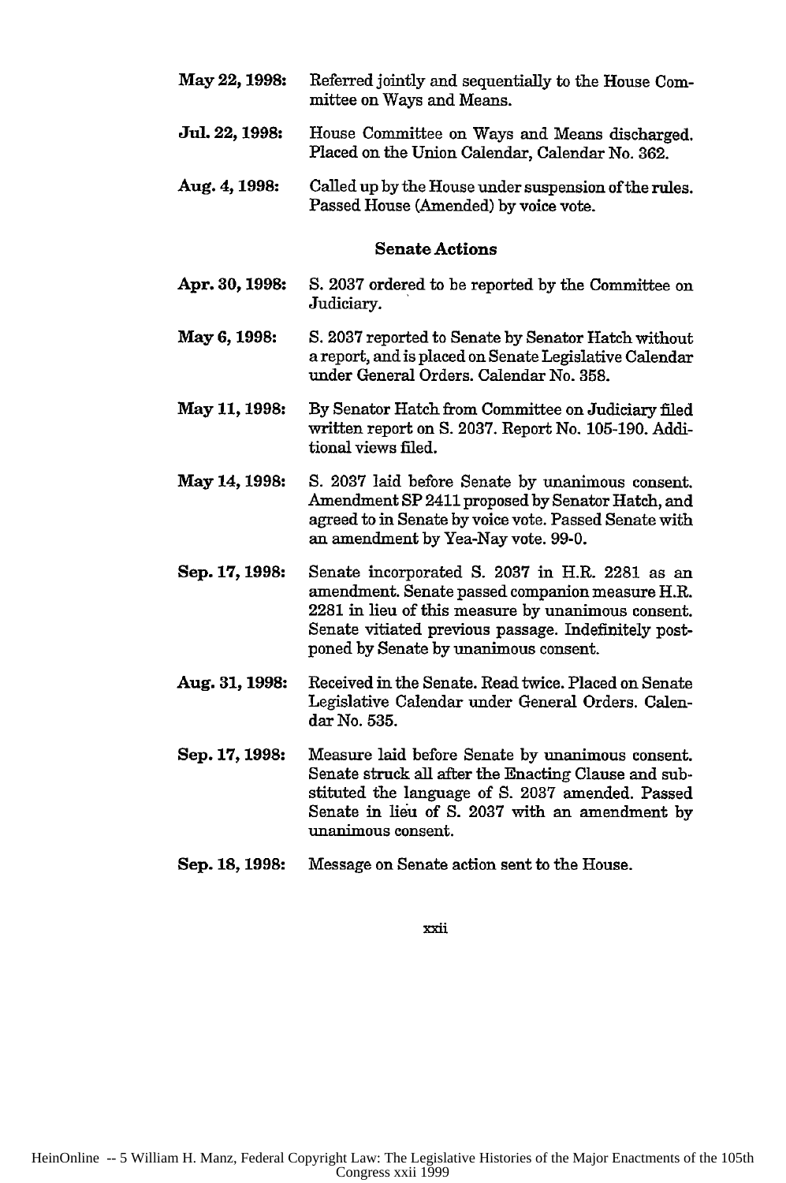**May 22, 1998:** Referred jointly and sequentially to the House Committee on Ways and Means.

**Jul. 22, 1998:** House Committee on Ways and Means discharged. Placed on the Union Calendar, Calendar No. 362.

**Aug. 4, 1998:** Called up by the House under suspension of the rules. Passed House (Amended) by voice vote.

### Senate Actions

**Apr. 30, 1998:** S. 2037 ordered to be reported by the Committee on Judiciary.

**May 6, 1998:** S. 2037 reported to Senate by Senator Hatch without a report, and is placed on Senate Legislative Calendar under General Orders. Calendar No. 358.

**May 11, 1998:** By Senator Hatch from Committee on Judiciary filed written report on S. 2037. Report No. 105-190. Additional views filed.

**May 14, 1998:** S. 2037 laid before Senate by unanimous consent. Amendment SP 2411 proposed by Senator Hatch, and agreed to in Senate by voice vote. Passed Senate with an amendment by Yea-Nay vote. 99-0.

**Sep. 17, 1998:** Senate incorporated S. 2037 in H.R. 2281 as an amendment. Senate passed companion measure H.R. 2281 in lieu of this measure by unanimous consent. Senate vitiated previous passage. Indefinitely postponed by Senate by unanimous consent.

**Aug. 31, 1998:** Received in the Senate. Read twice. Placed on Senate Legislative Calendar under General Orders. Calendar No. 535.

**Sep. 17, 1998:** Measure laid before Senate by unanimous consent. Senate struck all after the Enacting Clause and substituted the language of S. 2037 amended. Passed Senate in lieu of S. 2037 with an amendment by unanimous consent.

**Sep. 18, 1998:** Message on Senate action sent to the House.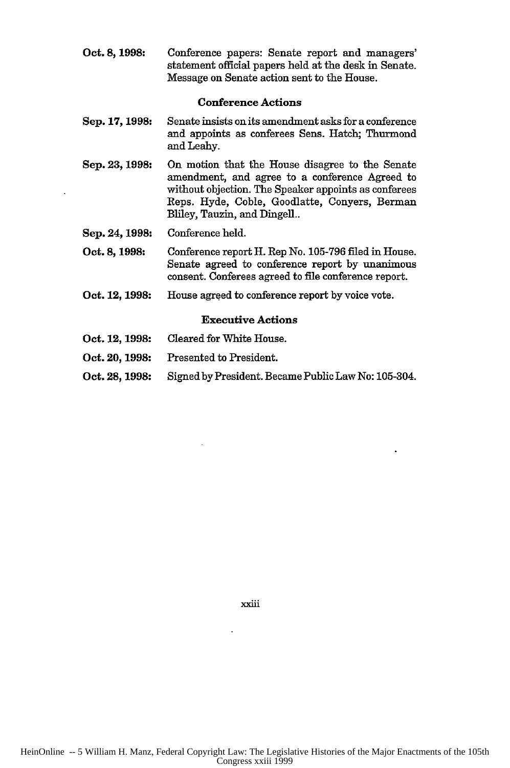**Oct. 8, 1998:** Conference papers: Senate report and managers' statement official papers held at the desk in Senate. Message on Senate action sent to the House.

### Conference Actions

**Sep. 17, 1998:** Senate insists on its amendment asks for a conference and appoints as conferees Sens. Hatch; Thurmond and Leahy.

**Sep. 23, 1998:** On motion that the House disagree to the Senate amendment, and agree to a conference Agreed to without objection. The Speaker appoints as conferees Reps. Hyde, Coble, Goodlatte, Conyers, Berman Bliley, Tauzin, and Dingell..

**Sep. 24, 1998:** Conference held.

**Oct. 8, 1998:** Conference report H. Rep No. 105-796 filed in House. Senate agreed to conference report by unanimous consent. Conferees agreed to file conference report.

**Oct. 12, 1998:** House agreed to conference report by voice vote.

### Executive Actions

**Oct. 12, 1998:** Cleared for White House.

**Oct. 20, 1998:** Presented to President.

**Oct. 28, 1998:** Signed by President. Became Public Law No: 105-304.